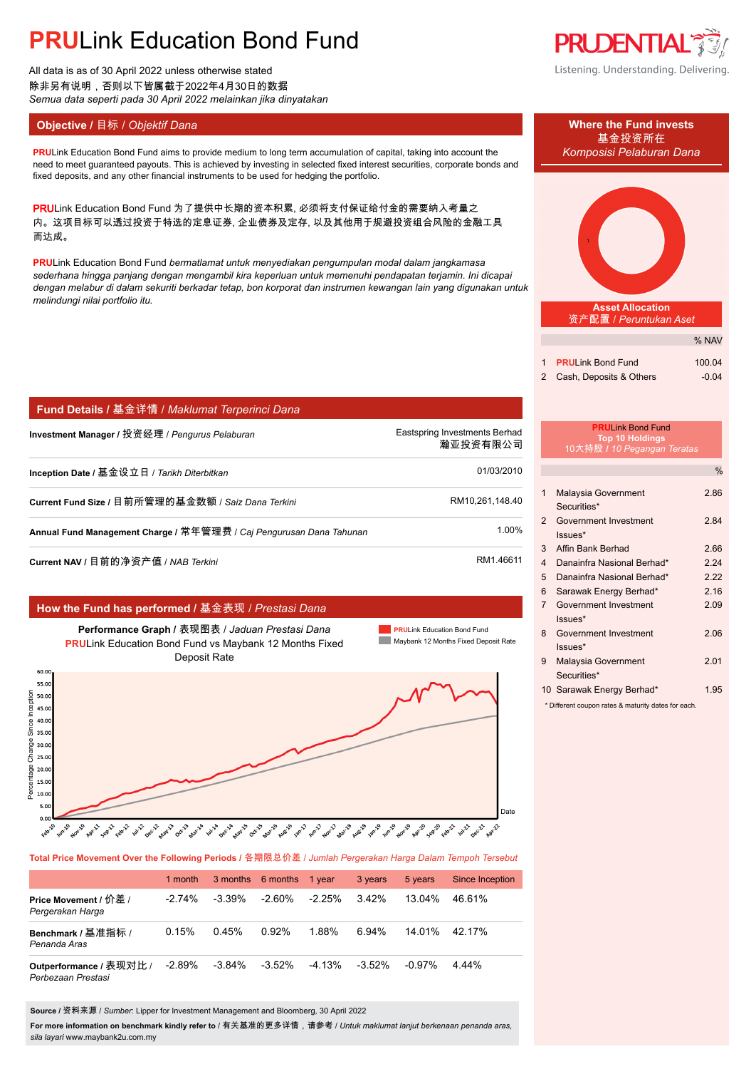# PRULink Education Bond Fund

All data is as of 30 April 2022 unless otherwise stated
除非另有说明，否则以下皆属截于2022年4月30日的数据
*Semua data seperti pada 30 April 2022 melainkan jika dinyatakan*

## Objective / 目标 / *Objektif Dana*

**PRU**Link Education Bond Fund aims to provide medium to long term accumulation of capital, taking into account the need to meet guaranteed payouts. This is achieved by investing in selected fixed interest securities, corporate bonds and fixed deposits, and any other financial instruments to be used for hedging the portfolio.

**PRU**Link Education Bond Fund 为了提供中长期的资本积累, 必须将支付保证给付金的需要纳入考量之内。这项目标可以透过投资于特选的定息证券, 企业债券及定存, 以及其他用于规避投资组合风险的金融工具而达成。

**PRU**Link Education Bond Fund *bermatlamat untuk menyediakan pengumpulan modal dalam jangkamasa sederhana hingga panjang dengan mengambil kira keperluan untuk memenuhi pendapatan terjamin. Ini dicapai dengan melabur di dalam sekuriti berkadar tetap, bon korporat dan instrumen kewangan lain yang digunakan untuk melindungi nilai portfolio itu.*

## Fund Details / 基金详情 / *Maklumat Terperinci Dana*

| | |
|---|---|
| **Investment Manager** / 投资经理 / *Pengurus Pelaburan* | Eastspring Investments Berhad 瀚亚投资有限公司 |
| **Inception Date** / 基金设立日 / *Tarikh Diterbitkan* | 01/03/2010 |
| **Current Fund Size** / 目前所管理的基金数额 / *Saiz Dana Terkini* | RM10,261,148.40 |
| **Annual Fund Management Charge** / 常年管理费 / *Caj Pengurusan Dana Tahunan* | 1.00% |
| **Current NAV** / 目前的净资产值 / *NAB Terkini* | RM1.46611 |

## How the Fund has performed / 基金表现 / *Prestasi Dana*

**Performance Graph** / 表现图表 / *Jaduan Prestasi Dana*
**PRU**Link Education Bond Fund vs Maybank 12 Months Fixed Deposit Rate

**Total Price Movement Over the Following Periods** / 各期限总价差 / *Jumlah Pergerakan Harga Dalam Tempoh Tersebut*

| | 1 month | 3 months | 6 months | 1 year | 3 years | 5 years | Since Inception |
|---|---|---|---|---|---|---|---|
| **Price Movement** / 价差 / *Pergerakan Harga* | -2.74% | -3.39% | -2.60% | -2.25% | 3.42% | 13.04% | 46.61% |
| **Benchmark** / 基准指标 / *Penanda Aras* | 0.15% | 0.45% | 0.92% | 1.88% | 6.94% | 14.01% | 42.17% |
| **Outperformance** / 表现对比 / *Perbezaan Prestasi* | -2.89% | -3.84% | -3.52% | -4.13% | -3.52% | -0.97% | 4.44% |

**Source** / 资料来源 / *Sumber*: Lipper for Investment Management and Bloomberg, 30 April 2022

**For more information on benchmark kindly refer to** / 有关基准的更多详情，请参考 / *Untuk maklumat lanjut berkenaan penanda aras, sila layari* www.maybank2u.com.my

## Where the Fund invests / 基金投资所在 / *Komposisi Pelaburan Dana*

### Asset Allocation / 资产配置 / *Peruntukan Aset*

| | | % NAV |
|---|---|---|
| 1 | **PRU**Link Bond Fund | 100.04 |
| 2 | Cash, Deposits & Others | -0.04 |

### PRULink Bond Fund Top 10 Holdings / 10大持股 / *10 Pegangan Teratas*

| | | % |
|---|---|---|
| 1 | Malaysia Government Securities* | 2.86 |
| 2 | Government Investment Issues* | 2.84 |
| 3 | Affin Bank Berhad | 2.66 |
| 4 | Danainfra Nasional Berhad* | 2.24 |
| 5 | Danainfra Nasional Berhad* | 2.22 |
| 6 | Sarawak Energy Berhad* | 2.16 |
| 7 | Government Investment Issues* | 2.09 |
| 8 | Government Investment Issues* | 2.06 |
| 9 | Malaysia Government Securities* | 2.01 |
| 10 | Sarawak Energy Berhad* | 1.95 |

\* Different coupon rates & maturity dates for each.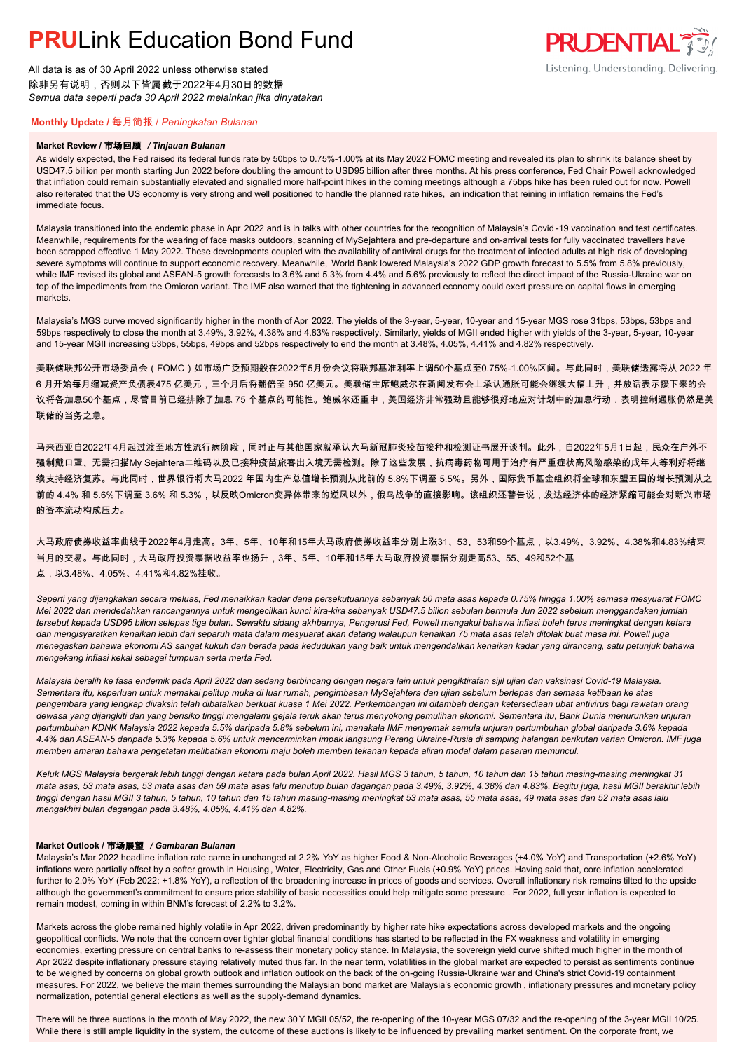# PRULink Education Bond Fund

All data is as of 30 April 2022 unless otherwise stated
除非另有说明，否则以下皆属截于2022年4月30日的数据
*Semua data seperti pada 30 April 2022 melainkan jika dinyatakan*

## Monthly Update / 每月简报 / *Peningkatan Bulanan*

### Market Review / 市场回顾 / *Tinjauan Bulanan*

As widely expected, the Fed raised its federal funds rate by 50bps to 0.75%-1.00% at its May 2022 FOMC meeting and revealed its plan to shrink its balance sheet by USD47.5 billion per month starting Jun 2022 before doubling the amount to USD95 billion after three months. At his press conference, Fed Chair Powell acknowledged that inflation could remain substantially elevated and signalled more half-point hikes in the coming meetings although a 75bps hike has been ruled out for now. Powell also reiterated that the US economy is very strong and well positioned to handle the planned rate hikes, an indication that reining in inflation remains the Fed's immediate focus.

Malaysia transitioned into the endemic phase in Apr 2022 and is in talks with other countries for the recognition of Malaysia's Covid-19 vaccination and test certificates. Meanwhile, requirements for the wearing of face masks outdoors, scanning of MySejahtera and pre-departure and on-arrival tests for fully vaccinated travellers have been scrapped effective 1 May 2022. These developments coupled with the availability of antiviral drugs for the treatment of infected adults at high risk of developing severe symptoms will continue to support economic recovery. Meanwhile, World Bank lowered Malaysia's 2022 GDP growth forecast to 5.5% from 5.8% previously, while IMF revised its global and ASEAN-5 growth forecasts to 3.6% and 5.3% from 4.4% and 5.6% previously to reflect the direct impact of the Russia-Ukraine war on top of the impediments from the Omicron variant. The IMF also warned that the tightening in advanced economy could exert pressure on capital flows in emerging markets.

Malaysia's MGS curve moved significantly higher in the month of Apr 2022. The yields of the 3-year, 5-year, 10-year and 15-year MGS rose 31bps, 53bps, 53bps and 59bps respectively to close the month at 3.49%, 3.92%, 4.38% and 4.83% respectively. Similarly, yields of MGII ended higher with yields of the 3-year, 5-year, 10-year and 15-year MGII increasing 53bps, 55bps, 49bps and 52bps respectively to end the month at 3.48%, 4.05%, 4.41% and 4.82% respectively.

美联储联邦公开市场委员会（FOMC）如市场广泛预期般在2022年5月份会议将联邦基准利率上调50个基点至0.75%-1.00%区间。与此同时，美联储透露将从 2022 年 6 月开始每月缩减资产负债表475 亿美元，三个月后将翻倍至 950 亿美元。美联储主席鲍威尔在新闻发布会上承认通胀可能会继续大幅上升，并放话表示接下来的会议将各加息50个基点，尽管目前已经排除了加息 75 个基点的可能性。鲍威尔还重申，美国经济非常强劲且能够很好地应对计划中的加息行动，表明控制通胀仍然是美联储的当务之急。

马来西亚自2022年4月起过渡至地方性流行病阶段，同时正与其他国家就承认大马新冠肺炎疫苗接种和检测证书展开谈判。此外，自2022年5月1日起，民众在户外不强制戴口罩、无需扫描My Sejahtera二维码以及已接种疫苗旅客出入境无需检测。除了这些发展，抗病毒药物可用于治疗有严重症状高风险的成年人等利好将继续支持经济复苏。与此同时，世界银行将大马2022 年国内生产总值增长预测从此前的 5.8%下调至 5.5%。另外，国际货币基金组织将全球和东盟五国的增长预测从之前的 4.4% 和 5.6%下调至 3.6% 和 5.3%，以反映Omicron变异体带来的逆风以外，俄乌战争的直接影响。该组织还警告说，发达经济体的经济紧缩可能会对新兴市场的资本流动构成压力。

大马政府债券收益率曲线于2022年4月走高。3年、5年、10年和15年大马政府债券收益率分别上涨31、53、53和59个基点，以3.49%、3.92%、4.38%和4.83%结束当月的交易。与此同时，大马政府投资票据收益率也扬升，3年、5年、10年和15年大马政府投资票据分别走高53、55、49和52个基点，以3.48%、4.05%、4.41%和4.82%挂收。

*Seperti yang dijangkakan secara meluas, Fed menaikkan kadar dana persekutuannya sebanyak 50 mata asas kepada 0.75% hingga 1.00% semasa mesyuarat FOMC Mei 2022 dan mendedahkan rancangannya untuk mengecilkan kunci kira-kira sebanyak USD47.5 bilion sebulan bermula Jun 2022 sebelum menggandakan jumlah tersebut kepada USD95 bilion selepas tiga bulan. Sewaktu sidang akhbarnya, Pengerusi Fed, Powell mengakui bahawa inflasi boleh terus meningkat dengan ketara dan mengisyaratkan kenaikan lebih dari separuh mata dalam mesyuarat akan datang walaupun kenaikan 75 mata asas telah ditolak buat masa ini. Powell juga menegaskan bahawa ekonomi AS sangat kukuh dan berada pada kedudukan yang baik untuk mengendalikan kenaikan kadar yang dirancang, satu petunjuk bahawa mengekang inflasi kekal sebagai tumpuan serta merta Fed.*

*Malaysia beralih ke fasa endemik pada April 2022 dan sedang berbincang dengan negara lain untuk pengiktirafan sijil ujian dan vaksinasi Covid-19 Malaysia. Sementara itu, keperluan untuk memakai pelitup muka di luar rumah, pengimbasan MySejahtera dan ujian sebelum berlepas dan semasa ketibaan ke atas pengembara yang lengkap divaksin telah dibatalkan berkuat kuasa 1 Mei 2022. Perkembangan ini ditambah dengan ketersediaan ubat antivirus bagi rawatan orang dewasa yang dijangkiti dan yang berisiko tinggi mengalami gejala teruk akan terus menyokong pemulihan ekonomi. Sementara itu, Bank Dunia menurunkan unjuran pertumbuhan KDNK Malaysia 2022 kepada 5.5% daripada 5.8% sebelum ini, manakala IMF menyemak semula unjuran pertumbuhan global daripada 3.6% kepada 4.4% dan ASEAN-5 daripada 5.3% kepada 5.6% untuk mencerminkan impak langsung Perang Ukraine-Rusia di samping halangan berikutan varian Omicron. IMF juga memberi amaran bahawa pengetatan melibatkan ekonomi maju boleh memberi tekanan kepada aliran modal dalam pasaran memuncul.*

*Keluk MGS Malaysia bergerak lebih tinggi dengan ketara pada bulan April 2022. Hasil MGS 3 tahun, 5 tahun, 10 tahun dan 15 tahun masing-masing meningkat 31 mata asas, 53 mata asas, 53 mata asas dan 59 mata asas lalu menutup bulan dagangan pada 3.49%, 3.92%, 4.38% dan 4.83%. Begitu juga, hasil MGII berakhir lebih tinggi dengan hasil MGII 3 tahun, 5 tahun, 10 tahun dan 15 tahun masing-masing meningkat 53 mata asas, 55 mata asas, 49 mata asas dan 52 mata asas lalu mengakhiri bulan dagangan pada 3.48%, 4.05%, 4.41% dan 4.82%.*

### Market Outlook / 市场展望 / *Gambaran Bulanan*

Malaysia's Mar 2022 headline inflation rate came in unchanged at 2.2% YoY as higher Food & Non-Alcoholic Beverages (+4.0% YoY) and Transportation (+2.6% YoY) inflations were partially offset by a softer growth in Housing, Water, Electricity, Gas and Other Fuels (+0.9% YoY) prices. Having said that, core inflation accelerated further to 2.0% YoY (Feb 2022: +1.8% YoY), a reflection of the broadening increase in prices of goods and services. Overall inflationary risk remains tilted to the upside although the government's commitment to ensure price stability of basic necessities could help mitigate some pressure. For 2022, full year inflation is expected to remain modest, coming in within BNM's forecast of 2.2% to 3.2%.

Markets across the globe remained highly volatile in Apr 2022, driven predominantly by higher rate hike expectations across developed markets and the ongoing geopolitical conflicts. We note that the concern over tighter global financial conditions has started to be reflected in the FX weakness and volatility in emerging economies, exerting pressure on central banks to re-assess their monetary policy stance. In Malaysia, the sovereign yield curve shifted much higher in the month of Apr 2022 despite inflationary pressure staying relatively muted thus far. In the near term, volatilities in the global market are expected to persist as sentiments continue to be weighed by concerns on global growth outlook and inflation outlook on the back of the on-going Russia-Ukraine war and China's strict Covid-19 containment measures. For 2022, we believe the main themes surrounding the Malaysian bond market are Malaysia's economic growth, inflationary pressures and monetary policy normalization, potential general elections as well as the supply-demand dynamics.

There will be three auctions in the month of May 2022, the new 30Y MGII 05/52, the re-opening of the 10-year MGS 07/32 and the re-opening of the 3-year MGII 10/25. While there is still ample liquidity in the system, the outcome of these auctions is likely to be influenced by prevailing market sentiment. On the corporate front, we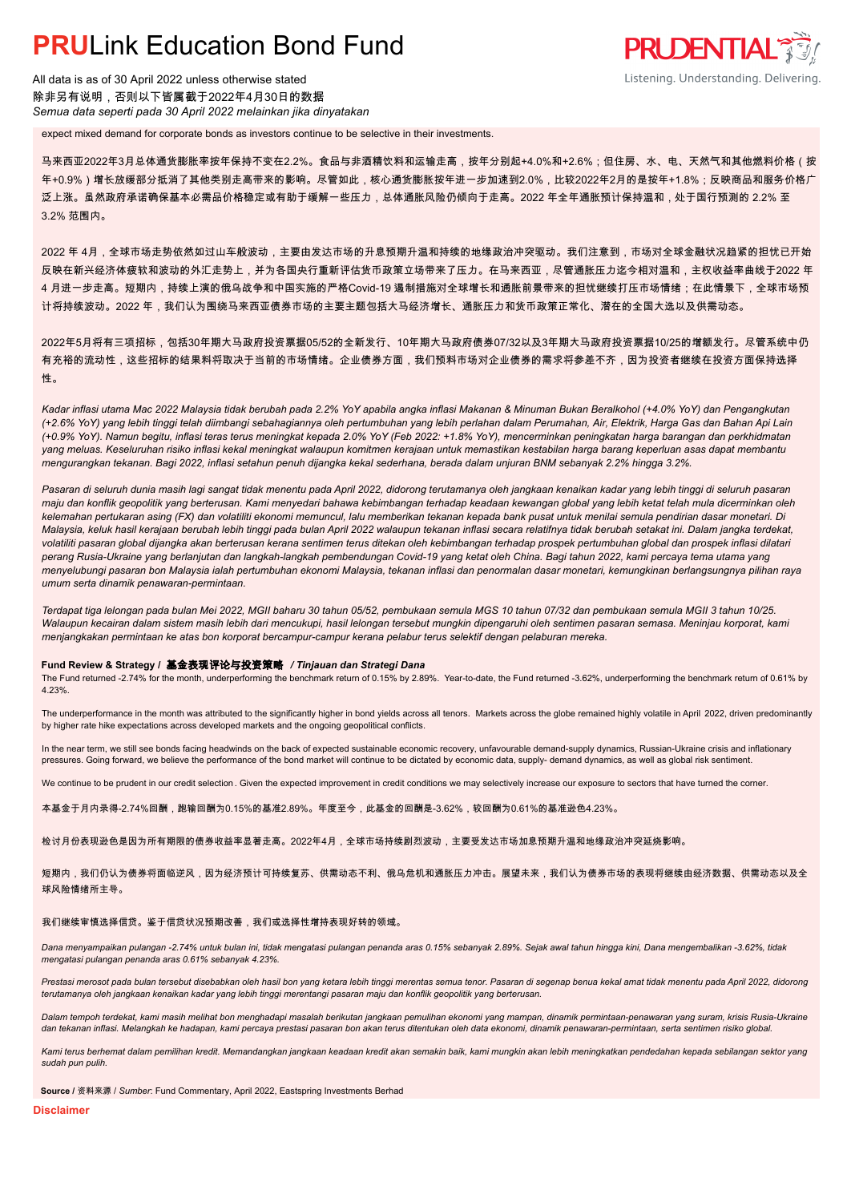expect mixed demand for corporate bonds as investors continue to be selective in their investments.

马来西亚2022年3月总体通货膨胀率按年保持不变在2.2%。食品与非酒精饮料和运输走高，按年分别起+4.0%和+2.6%；但住房、水、电、天然气和其他燃料价格（按年+0.9%）增长放缓部分抵消了其他类别走高带来的影响。尽管如此，核心通货膨胀按年进一步加速到2.0%，比较2022年2月的是按年+1.8%；反映商品和服务价格广泛上涨。虽然政府承诺确保基本必需品价格稳定或有助于缓解一些压力，总体通胀风险仍倾向于走高。2022 年全年通胀预计保持温和，处于国行预测的 2.2% 至 3.2% 范围内。

2022 年 4月，全球市场走势依然如过山车般波动，主要由发达市场的升息预期升温和持续的地缘政治冲突驱动。我们注意到，市场对全球金融状况趋紧的担忧已开始反映在新兴经济体疲软和波动的外汇走势上，并为各国央行重新评估货币政策立场带来了压力。在马来西亚，尽管通胀压力迄今相对温和，主权收益率曲线于2022 年 4 月进一步走高。短期内，持续上演的俄乌战争和中国实施的严格Covid-19 遏制措施对全球增长和通胀前景带来的担忧继续打压市场情绪；在此情景下，全球市场预计将持续波动。2022 年，我们认为围绕马来西亚债券市场的主要主题包括大马经济增长、通胀压力和货币政策正常化、潜在的全国大选以及供需动态。

2022年5月将有三项招标，包括30年期大马政府投资票据05/52的全新发行、10年期大马政府债券07/32以及3年期大马政府投资票据10/25的增额发行。尽管系统中仍有充裕的流动性，这些招标的结果料将取决于当前的市场情绪。企业债券方面，我们预料市场对企业债券的需求将参差不齐，因为投资者继续在投资方面保持选择性。

*Kadar inflasi utama Mac 2022 Malaysia tidak berubah pada 2.2% YoY apabila angka inflasi Makanan & Minuman Bukan Beralkohol (+4.0% YoY) dan Pengangkutan (+2.6% YoY) yang lebih tinggi telah diimbangi sebahagiannya oleh pertumbuhan yang lebih perlahan dalam Perumahan, Air, Elektrik, Harga Gas dan Bahan Api Lain (+0.9% YoY). Namun begitu, inflasi teras terus meningkat kepada 2.0% YoY (Feb 2022: +1.8% YoY), mencerminkan peningkatan harga barangan dan perkhidmatan yang meluas. Keseluruhan risiko inflasi kekal meningkat walaupun komitmen kerajaan untuk memastikan kestabilan harga barang keperluan asas dapat membantu mengurangkan tekanan. Bagi 2022, inflasi setahun penuh dijangka kekal sederhana, berada dalam unjuran BNM sebanyak 2.2% hingga 3.2%.*

*Pasaran di seluruh dunia masih lagi sangat tidak menentu pada April 2022, didorong terutamanya oleh jangkaan kenaikan kadar yang lebih tinggi di seluruh pasaran maju dan konflik geopolitik yang berterusan. Kami menyedari bahawa kebimbangan terhadap keadaan kewangan global yang lebih ketat telah mula dicerminkan oleh kelemahan pertukaran asing (FX) dan volatiliti ekonomi memuncul, lalu memberikan tekanan kepada bank pusat untuk menilai semula pendirian dasar monetari. Di Malaysia, keluk hasil kerajaan berubah lebih tinggi pada bulan April 2022 walaupun tekanan inflasi secara relatifnya tidak berubah setakat ini. Dalam jangka terdekat, volatiliti pasaran global dijangka akan berterusan kerana sentimen terus ditekan oleh kebimbangan terhadap prospek pertumbuhan global dan prospek inflasi dilatari perang Rusia-Ukraine yang berlanjutan dan langkah-langkah pembendungan Covid-19 yang ketat oleh China. Bagi tahun 2022, kami percaya tema utama yang menyelubungi pasaran bon Malaysia ialah pertumbuhan ekonomi Malaysia, tekanan inflasi dan penormalan dasar monetari, kemungkinan berlangsungnya pilihan raya umum serta dinamik penawaran-permintaan.*

*Terdapat tiga lelongan pada bulan Mei 2022, MGII baharu 30 tahun 05/52, pembukaan semula MGS 10 tahun 07/32 dan pembukaan semula MGII 3 tahun 10/25. Walaupun kecairan dalam sistem masih lebih dari mencukupi, hasil lelongan tersebut mungkin dipengaruhi oleh sentimen pasaran semasa. Meninjau korporat, kami menjangkakan permintaan ke atas bon korporat bercampur-campur kerana pelabur terus selektif dengan pelaburan mereka.*

**Fund Review & Strategy / 基金表现评论与投资策略 / *Tinjauan dan Strategi Dana***

The Fund returned -2.74% for the month, underperforming the benchmark return of 0.15% by 2.89%. Year-to-date, the Fund returned -3.62%, underperforming the benchmark return of 0.61% by 4.23%.

The underperformance in the month was attributed to the significantly higher in bond yields across all tenors. Markets across the globe remained highly volatile in April 2022, driven predominantly by higher rate hike expectations across developed markets and the ongoing geopolitical conflicts.

In the near term, we still see bonds facing headwinds on the back of expected sustainable economic recovery, unfavourable demand-supply dynamics, Russian-Ukraine crisis and inflationary pressures. Going forward, we believe the performance of the bond market will continue to be dictated by economic data, supply- demand dynamics, as well as global risk sentiment.

We continue to be prudent in our credit selection . Given the expected improvement in credit conditions we may selectively increase our exposure to sectors that have turned the corner.

本基金于月内录得-2.74%回酬，跑输回酬为0.15%的基准2.89%。年度至今，此基金的回酬是-3.62%，较回酬为0.61%的基准逊色4.23%。

检讨月份表现逊色是因为所有期限的债券收益率显著走高。2022年4月，全球市场持续剧烈波动，主要受发达市场加息预期升温和地缘政治冲突延烧影响。

短期内，我们仍认为债券将面临逆风，因为经济预计可持续复苏、供需动态不利、俄乌危机和通胀压力冲击。展望未来，我们认为债券市场的表现将继续由经济数据、供需动态以及全球风险情绪所主导。

我们继续审慎选择信贷。鉴于信贷状况预期改善，我们或选择性增持表现好转的领域。

*Dana menyampaikan pulangan -2.74% untuk bulan ini, tidak mengatasi pulangan penanda aras 0.15% sebanyak 2.89%. Sejak awal tahun hingga kini, Dana mengembalikan -3.62%, tidak mengatasi pulangan penanda aras 0.61% sebanyak 4.23%.*

*Prestasi merosot pada bulan tersebut disebabkan oleh hasil bon yang ketara lebih tinggi merentas semua tenor. Pasaran di segenap benua kekal amat tidak menentu pada April 2022, didorong terutamanya oleh jangkaan kenaikan kadar yang lebih tinggi merentangi pasaran maju dan konflik geopolitik yang berterusan.*

*Dalam tempoh terdekat, kami masih melihat bon menghadapi masalah berikutan jangkaan pemulihan ekonomi yang mampan, dinamik permintaan-penawaran yang suram, krisis Rusia-Ukraine dan tekanan inflasi. Melangkah ke hadapan, kami percaya prestasi pasaran bon akan terus ditentukan oleh data ekonomi, dinamik penawaran-permintaan, serta sentimen risiko global.*

*Kami terus berhemat dalam pemilihan kredit. Memandangkan jangkaan keadaan kredit akan semakin baik, kami mungkin akan lebih meningkatkan pendedahan kepada sebilangan sektor yang sudah pun pulih.*

**Source** / 资料来源 / *Sumber*: Fund Commentary, April 2022, Eastspring Investments Berhad

**Disclaimer**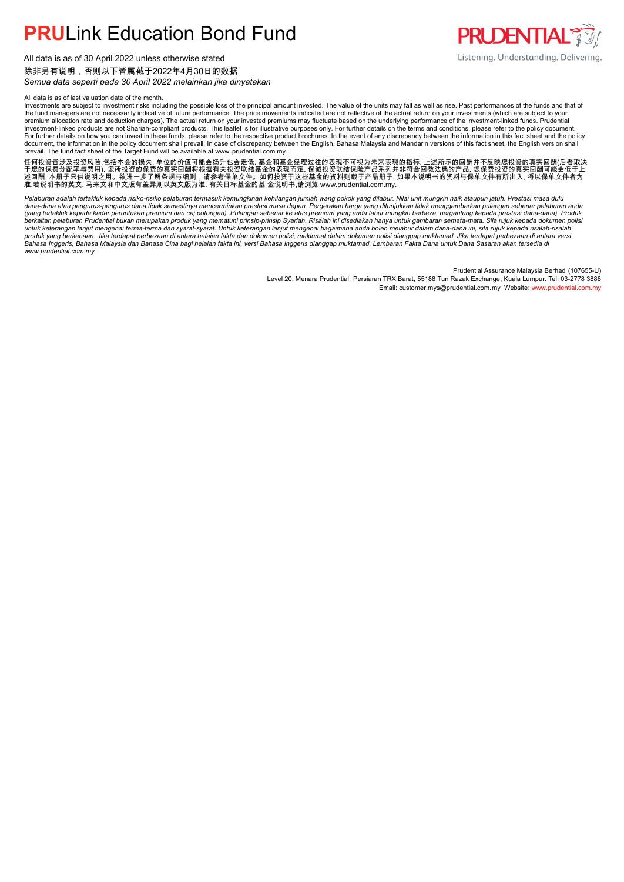# **PRU**Link Education Bond Fund

All data is as of 30 April 2022 unless otherwise stated

除非另有说明，否则以下皆属截于2022年4月30日的数据

*Semua data seperti pada 30 April 2022 melainkan jika dinyatakan*

All data is as of last valuation date of the month.
Investments are subject to investment risks including the possible loss of the principal amount invested. The value of the units may fall as well as rise. Past performances of the funds and that of the fund managers are not necessarily indicative of future performance. The price movements indicated are not reflective of the actual return on your investments (which are subject to your premium allocation rate and deduction charges). The actual return on your invested premiums may fluctuate based on the underlying performance of the investment-linked funds. Prudential Investment-linked products are not Shariah-compliant products. This leaflet is for illustrative purposes only. For further details on the terms and conditions, please refer to the policy document. For further details on how you can invest in these funds, please refer to the respective product brochures. In the event of any discrepancy between the information in this fact sheet and the policy document, the information in the policy document shall prevail. In case of discrepancy between the English, Bahasa Malaysia and Mandarin versions of this fact sheet, the English version shall prevail. The fund fact sheet of the Target Fund will be available at www .prudential.com.my.

任何投资皆涉及投资风险,包括本金的损失. 单位的价值可能会扬升也会走低. 基金和基金经理过往的表现不可视为未来表现的指标. 上述所示的回酬并不反映您投资的真实回酬(后者取决于您的保费分配率与费用). 您所投资的保费的真实回酬将根据有关投资联结基金的表现而定. 保诚投资联结保险产品系列并非符合回教法典的产品. 您保费投资的真实回酬可能会低于上述回酬. 本册子只供说明之用。欲进一步了解条规与细则，请参考保单文件。如何投资于这些基金的资料则载于产品册子. 如果本说明书的资料与保单文件有所出入, 将以保单文件者为准.若说明书的英文. 马来文和中文版有差异则以英文版为准. 有关目标基金的基 金说明书,请浏览 www.prudential.com.my.

*Pelaburan adalah tertakluk kepada risiko-risiko pelaburan termasuk kemungkinan kehilangan jumlah wang pokok yang dilabur. Nilai unit mungkin naik ataupun jatuh. Prestasi masa dulu dana-dana atau pengurus-pengurus dana tidak semestinya mencerminkan prestasi masa depan. Pergerakan harga yang ditunjukkan tidak menggambarkan pulangan sebenar pelaburan anda (yang tertakluk kepada kadar peruntukan premium dan caj potongan). Pulangan sebenar ke atas premium yang anda labur mungkin berbeza, bergantung kepada prestasi dana-dana). Produk berkaitan pelaburan Prudential bukan merupakan produk yang mematuhi prinsip-prinsip Syariah. Risalah ini disediakan hanya untuk gambaran semata-mata. Sila rujuk kepada dokumen polisi untuk keterangan lanjut mengenai terma-terma dan syarat-syarat. Untuk keterangan lanjut mengenai bagaimana anda boleh melabur dalam dana-dana ini, sila rujuk kepada risalah-risalah produk yang berkenaan. Jika terdapat perbezaan di antara helaian fakta dan dokumen polisi, maklumat dalam dokumen polisi dianggap muktamad. Jika terdapat perbezaan di antara versi Bahasa Inggeris, Bahasa Malaysia dan Bahasa Cina bagi helaian fakta ini, versi Bahasa Inggeris dianggap muktamad. Lembaran Fakta Dana untuk Dana Sasaran akan tersedia di www.prudential.com.my*

Prudential Assurance Malaysia Berhad (107655-U)
Level 20, Menara Prudential, Persiaran TRX Barat, 55188 Tun Razak Exchange, Kuala Lumpur. Tel: 03-2778 3888
Email: customer.mys@prudential.com.my Website: www.prudential.com.my